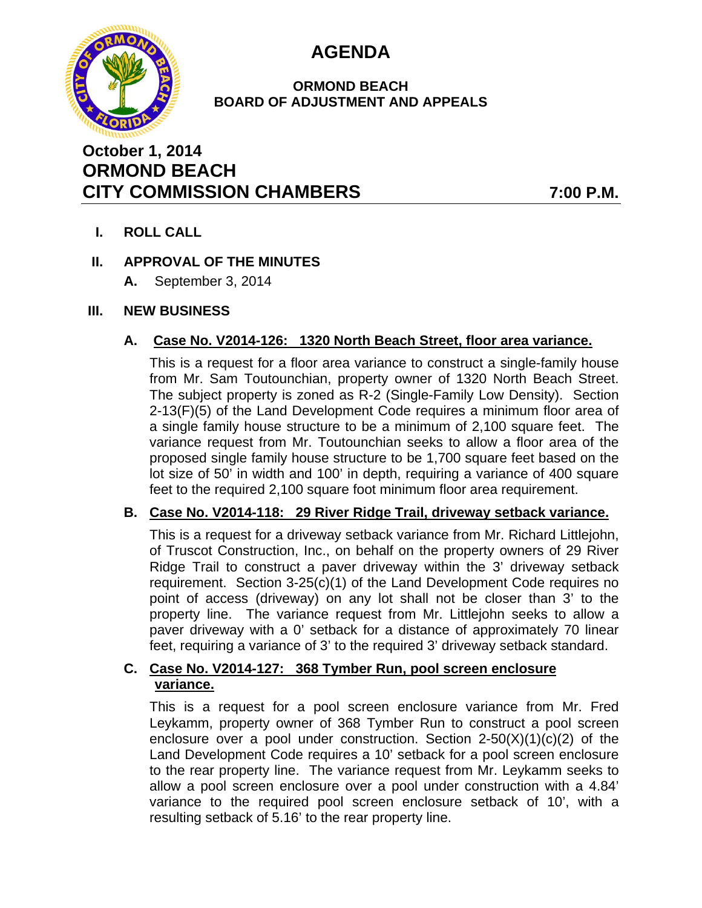# AGENDA

**ORMOND BEACH**
**BOARD OF ADJUSTMENT AND APPEALS**

## October 1, 2014
## ORMOND BEACH
## CITY COMMISSION CHAMBERS 7:00 P.M.

**I. ROLL CALL**

**II. APPROVAL OF THE MINUTES**

**A.** September 3, 2014

**III. NEW BUSINESS**

**A. Case No. V2014-126: 1320 North Beach Street, floor area variance.**

This is a request for a floor area variance to construct a single-family house from Mr. Sam Toutounchian, property owner of 1320 North Beach Street. The subject property is zoned as R-2 (Single-Family Low Density). Section 2-13(F)(5) of the Land Development Code requires a minimum floor area of a single family house structure to be a minimum of 2,100 square feet. The variance request from Mr. Toutounchian seeks to allow a floor area of the proposed single family house structure to be 1,700 square feet based on the lot size of 50' in width and 100' in depth, requiring a variance of 400 square feet to the required 2,100 square foot minimum floor area requirement.

**B. Case No. V2014-118: 29 River Ridge Trail, driveway setback variance.**

This is a request for a driveway setback variance from Mr. Richard Littlejohn, of Truscot Construction, Inc., on behalf on the property owners of 29 River Ridge Trail to construct a paver driveway within the 3' driveway setback requirement. Section 3-25(c)(1) of the Land Development Code requires no point of access (driveway) on any lot shall not be closer than 3' to the property line. The variance request from Mr. Littlejohn seeks to allow a paver driveway with a 0' setback for a distance of approximately 70 linear feet, requiring a variance of 3' to the required 3' driveway setback standard.

**C. Case No. V2014-127: 368 Tymber Run, pool screen enclosure variance.**

This is a request for a pool screen enclosure variance from Mr. Fred Leykamm, property owner of 368 Tymber Run to construct a pool screen enclosure over a pool under construction. Section 2-50(X)(1)(c)(2) of the Land Development Code requires a 10' setback for a pool screen enclosure to the rear property line. The variance request from Mr. Leykamm seeks to allow a pool screen enclosure over a pool under construction with a 4.84' variance to the required pool screen enclosure setback of 10', with a resulting setback of 5.16' to the rear property line.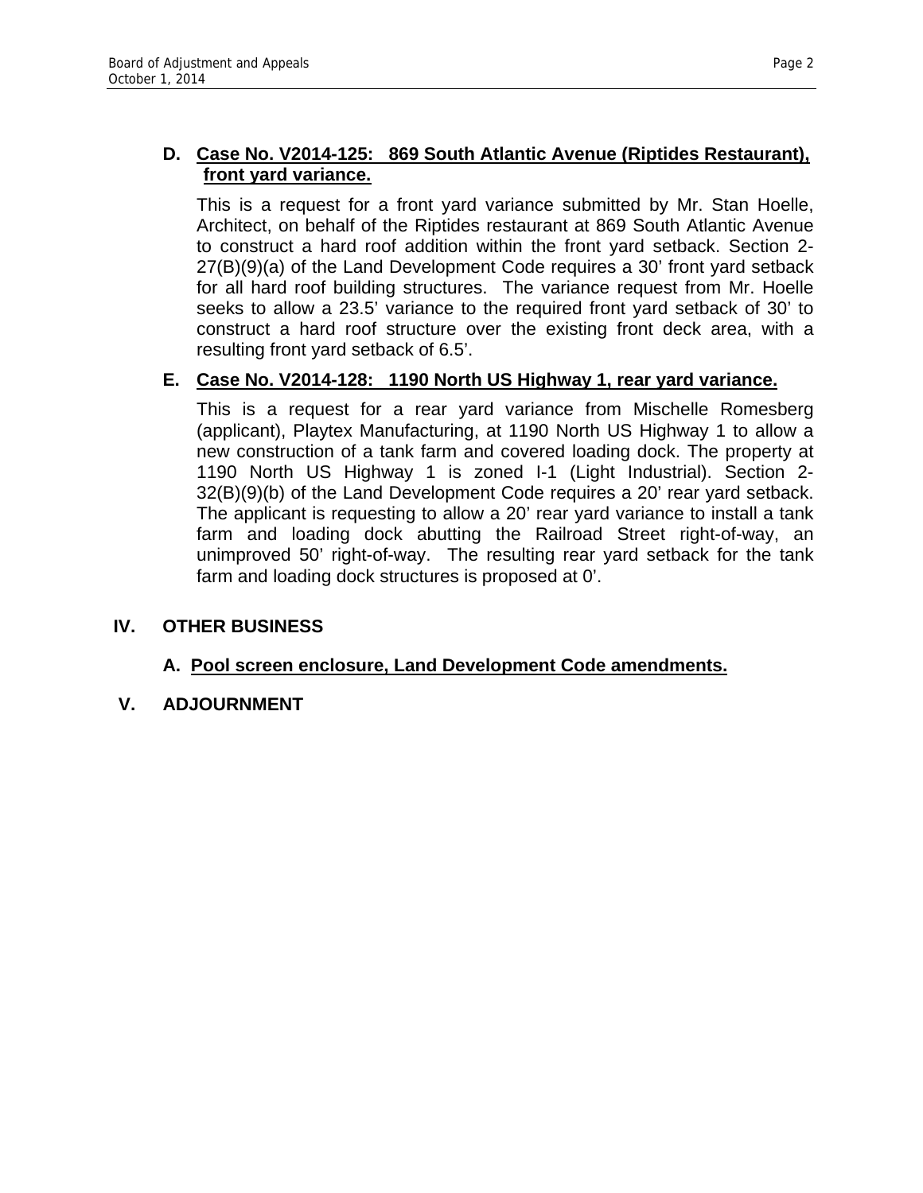**D. Case No. V2014-125: 869 South Atlantic Avenue (Riptides Restaurant), front yard variance.**

This is a request for a front yard variance submitted by Mr. Stan Hoelle, Architect, on behalf of the Riptides restaurant at 869 South Atlantic Avenue to construct a hard roof addition within the front yard setback. Section 2-27(B)(9)(a) of the Land Development Code requires a 30' front yard setback for all hard roof building structures. The variance request from Mr. Hoelle seeks to allow a 23.5' variance to the required front yard setback of 30' to construct a hard roof structure over the existing front deck area, with a resulting front yard setback of 6.5'.

**E. Case No. V2014-128: 1190 North US Highway 1, rear yard variance.**

This is a request for a rear yard variance from Mischelle Romesberg (applicant), Playtex Manufacturing, at 1190 North US Highway 1 to allow a new construction of a tank farm and covered loading dock. The property at 1190 North US Highway 1 is zoned I-1 (Light Industrial). Section 2-32(B)(9)(b) of the Land Development Code requires a 20' rear yard setback. The applicant is requesting to allow a 20' rear yard variance to install a tank farm and loading dock abutting the Railroad Street right-of-way, an unimproved 50' right-of-way. The resulting rear yard setback for the tank farm and loading dock structures is proposed at 0'.

## IV. OTHER BUSINESS

**A. Pool screen enclosure, Land Development Code amendments.**

## V. ADJOURNMENT